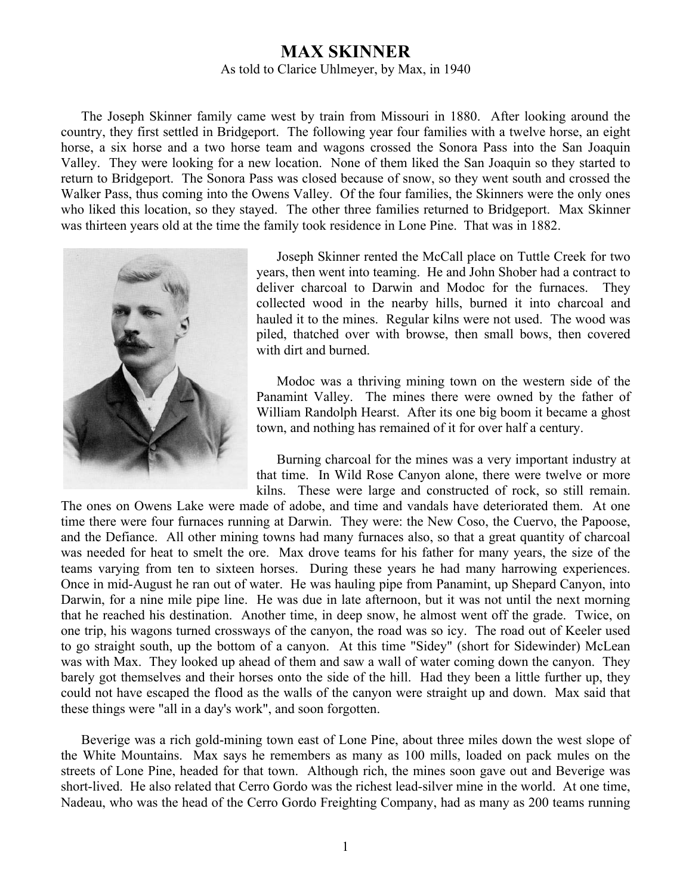# MAX SKINNER

As told to Clarice Uhlmeyer, by Max, in 1940

The Joseph Skinner family came west by train from Missouri in 1880. After looking around the country, they first settled in Bridgeport. The following year four families with a twelve horse, an eight horse, a six horse and a two horse team and wagons crossed the Sonora Pass into the San Joaquin Valley. They were looking for a new location. None of them liked the San Joaquin so they started to return to Bridgeport. The Sonora Pass was closed because of snow, so they went south and crossed the Walker Pass, thus coming into the Owens Valley. Of the four families, the Skinners were the only ones who liked this location, so they stayed. The other three families returned to Bridgeport. Max Skinner was thirteen years old at the time the family took residence in Lone Pine. That was in 1882.

Joseph Skinner rented the McCall place on Tuttle Creek for two years, then went into teaming. He and John Shober had a contract to deliver charcoal to Darwin and Modoc for the furnaces. They collected wood in the nearby hills, burned it into charcoal and hauled it to the mines. Regular kilns were not used. The wood was piled, thatched over with browse, then small bows, then covered with dirt and burned.

Modoc was a thriving mining town on the western side of the Panamint Valley. The mines there were owned by the father of William Randolph Hearst. After its one big boom it became a ghost town, and nothing has remained of it for over half a century.

Burning charcoal for the mines was a very important industry at that time. In Wild Rose Canyon alone, there were twelve or more kilns. These were large and constructed of rock, so still remain. The ones on Owens Lake were made of adobe, and time and vandals have deteriorated them. At one time there were four furnaces running at Darwin. They were: the New Coso, the Cuervo, the Papoose, and the Defiance. All other mining towns had many furnaces also, so that a great quantity of charcoal was needed for heat to smelt the ore. Max drove teams for his father for many years, the size of the teams varying from ten to sixteen horses. During these years he had many harrowing experiences. Once in mid-August he ran out of water. He was hauling pipe from Panamint, up Shepard Canyon, into Darwin, for a nine mile pipe line. He was due in late afternoon, but it was not until the next morning that he reached his destination. Another time, in deep snow, he almost went off the grade. Twice, on one trip, his wagons turned crossways of the canyon, the road was so icy. The road out of Keeler used to go straight south, up the bottom of a canyon. At this time "Sidey" (short for Sidewinder) McLean was with Max. They looked up ahead of them and saw a wall of water coming down the canyon. They barely got themselves and their horses onto the side of the hill. Had they been a little further up, they could not have escaped the flood as the walls of the canyon were straight up and down. Max said that these things were "all in a day's work", and soon forgotten.

Beverige was a rich gold-mining town east of Lone Pine, about three miles down the west slope of the White Mountains. Max says he remembers as many as 100 mills, loaded on pack mules on the streets of Lone Pine, headed for that town. Although rich, the mines soon gave out and Beverige was short-lived. He also related that Cerro Gordo was the richest lead-silver mine in the world. At one time, Nadeau, who was the head of the Cerro Gordo Freighting Company, had as many as 200 teams running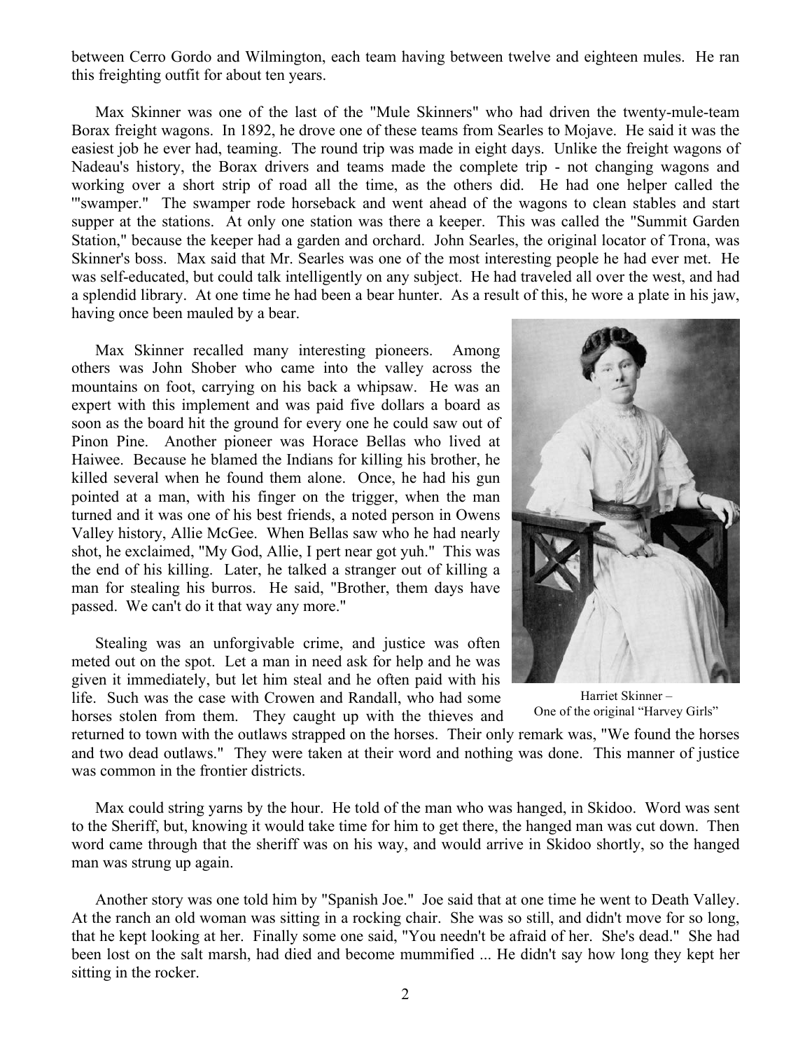between Cerro Gordo and Wilmington, each team having between twelve and eighteen mules. He ran this freighting outfit for about ten years.

Max Skinner was one of the last of the "Mule Skinners" who had driven the twenty-mule-team Borax freight wagons. In 1892, he drove one of these teams from Searles to Mojave. He said it was the easiest job he ever had, teaming. The round trip was made in eight days. Unlike the freight wagons of Nadeau's history, the Borax drivers and teams made the complete trip - not changing wagons and working over a short strip of road all the time, as the others did. He had one helper called the '"swamper." The swamper rode horseback and went ahead of the wagons to clean stables and start supper at the stations. At only one station was there a keeper. This was called the "Summit Garden Station," because the keeper had a garden and orchard. John Searles, the original locator of Trona, was Skinner's boss. Max said that Mr. Searles was one of the most interesting people he had ever met. He was self-educated, but could talk intelligently on any subject. He had traveled all over the west, and had a splendid library. At one time he had been a bear hunter. As a result of this, he wore a plate in his jaw, having once been mauled by a bear.

Max Skinner recalled many interesting pioneers. Among others was John Shober who came into the valley across the mountains on foot, carrying on his back a whipsaw. He was an expert with this implement and was paid five dollars a board as soon as the board hit the ground for every one he could saw out of Pinon Pine. Another pioneer was Horace Bellas who lived at Haiwee. Because he blamed the Indians for killing his brother, he killed several when he found them alone. Once, he had his gun pointed at a man, with his finger on the trigger, when the man turned and it was one of his best friends, a noted person in Owens Valley history, Allie McGee. When Bellas saw who he had nearly shot, he exclaimed, "My God, Allie, I pert near got yuh." This was the end of his killing. Later, he talked a stranger out of killing a man for stealing his burros. He said, "Brother, them days have passed. We can't do it that way any more."

Harriet Skinner –
One of the original "Harvey Girls"

Stealing was an unforgivable crime, and justice was often meted out on the spot. Let a man in need ask for help and he was given it immediately, but let him steal and he often paid with his life. Such was the case with Crowen and Randall, who had some horses stolen from them. They caught up with the thieves and returned to town with the outlaws strapped on the horses. Their only remark was, "We found the horses and two dead outlaws." They were taken at their word and nothing was done. This manner of justice was common in the frontier districts.

Max could string yarns by the hour. He told of the man who was hanged, in Skidoo. Word was sent to the Sheriff, but, knowing it would take time for him to get there, the hanged man was cut down. Then word came through that the sheriff was on his way, and would arrive in Skidoo shortly, so the hanged man was strung up again.

Another story was one told him by "Spanish Joe." Joe said that at one time he went to Death Valley. At the ranch an old woman was sitting in a rocking chair. She was so still, and didn't move for so long, that he kept looking at her. Finally some one said, "You needn't be afraid of her. She's dead." She had been lost on the salt marsh, had died and become mummified ... He didn't say how long they kept her sitting in the rocker.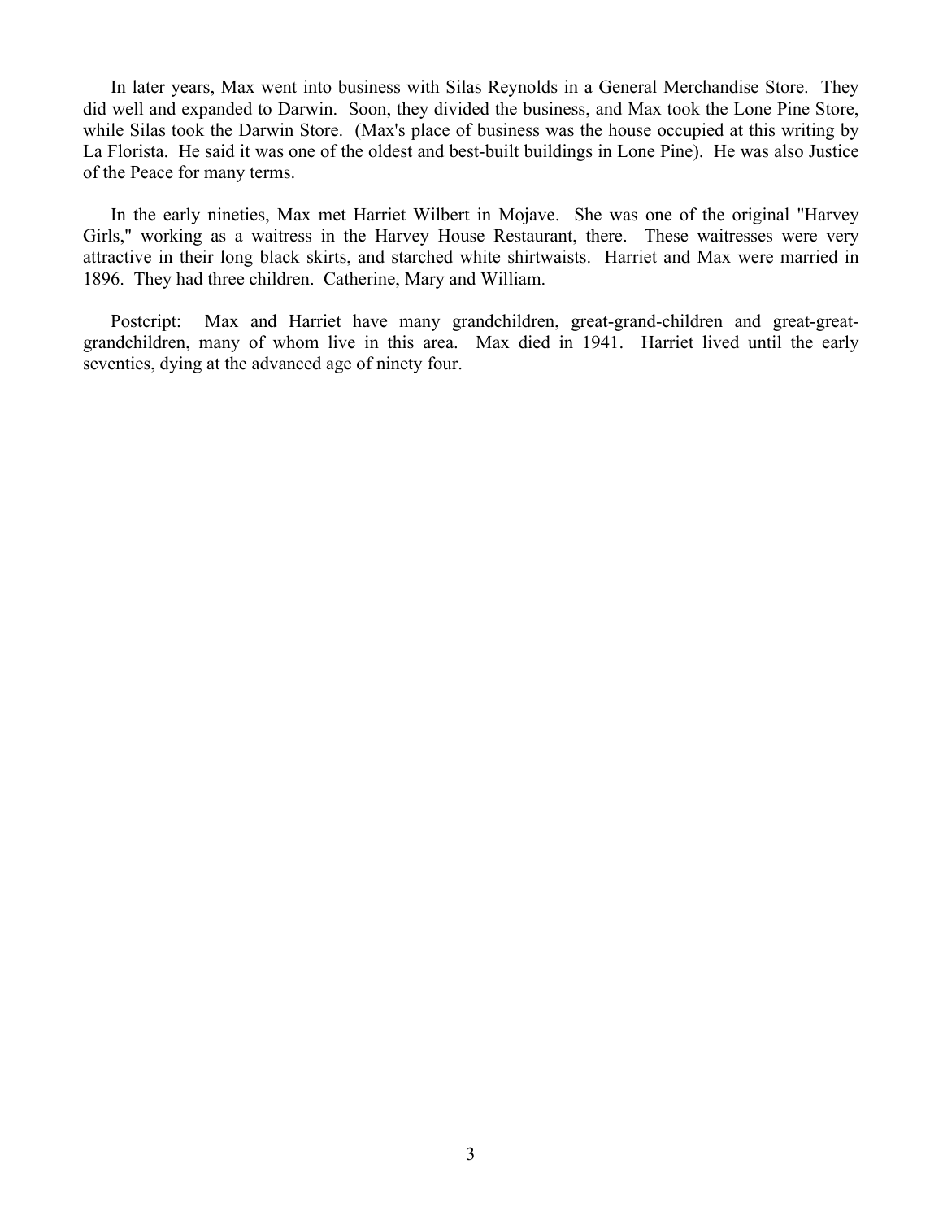In later years, Max went into business with Silas Reynolds in a General Merchandise Store. They did well and expanded to Darwin. Soon, they divided the business, and Max took the Lone Pine Store, while Silas took the Darwin Store. (Max's place of business was the house occupied at this writing by La Florista. He said it was one of the oldest and best-built buildings in Lone Pine). He was also Justice of the Peace for many terms.

In the early nineties, Max met Harriet Wilbert in Mojave. She was one of the original "Harvey Girls," working as a waitress in the Harvey House Restaurant, there. These waitresses were very attractive in their long black skirts, and starched white shirtwaists. Harriet and Max were married in 1896. They had three children. Catherine, Mary and William.

Postcript: Max and Harriet have many grandchildren, great-grand-children and great-great-grandchildren, many of whom live in this area. Max died in 1941. Harriet lived until the early seventies, dying at the advanced age of ninety four.